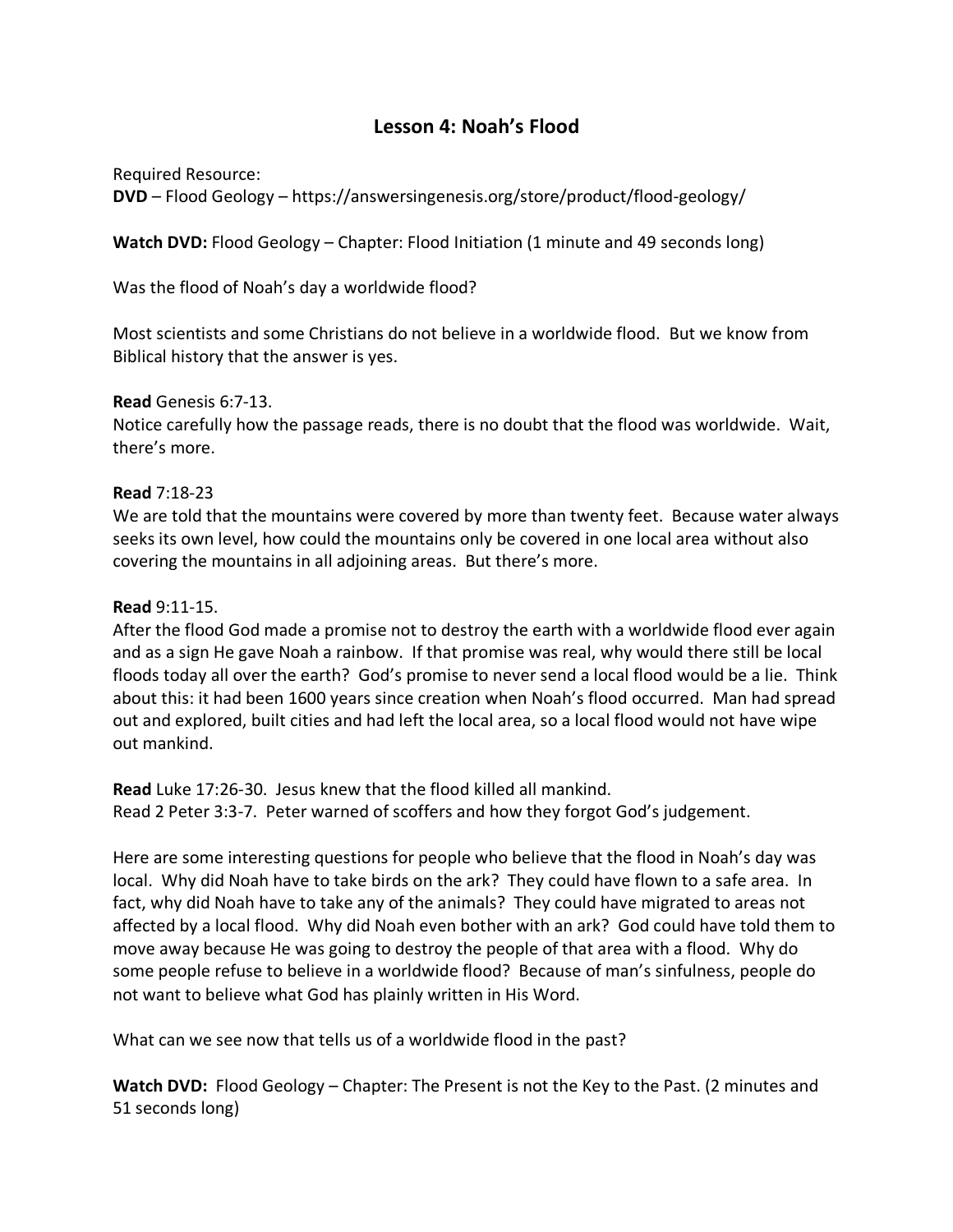# Lesson 4: Noah's Flood

Required Resource:
**DVD** – Flood Geology – https://answersingenesis.org/store/product/flood-geology/

**Watch DVD:** Flood Geology – Chapter: Flood Initiation (1 minute and 49 seconds long)

Was the flood of Noah's day a worldwide flood?

Most scientists and some Christians do not believe in a worldwide flood. But we know from Biblical history that the answer is yes.

**Read** Genesis 6:7-13.
Notice carefully how the passage reads, there is no doubt that the flood was worldwide. Wait, there's more.

**Read** 7:18-23
We are told that the mountains were covered by more than twenty feet. Because water always seeks its own level, how could the mountains only be covered in one local area without also covering the mountains in all adjoining areas. But there's more.

**Read** 9:11-15.
After the flood God made a promise not to destroy the earth with a worldwide flood ever again and as a sign He gave Noah a rainbow. If that promise was real, why would there still be local floods today all over the earth? God's promise to never send a local flood would be a lie. Think about this: it had been 1600 years since creation when Noah's flood occurred. Man had spread out and explored, built cities and had left the local area, so a local flood would not have wipe out mankind.

**Read** Luke 17:26-30. Jesus knew that the flood killed all mankind.
Read 2 Peter 3:3-7. Peter warned of scoffers and how they forgot God's judgement.

Here are some interesting questions for people who believe that the flood in Noah's day was local. Why did Noah have to take birds on the ark? They could have flown to a safe area. In fact, why did Noah have to take any of the animals? They could have migrated to areas not affected by a local flood. Why did Noah even bother with an ark? God could have told them to move away because He was going to destroy the people of that area with a flood. Why do some people refuse to believe in a worldwide flood? Because of man's sinfulness, people do not want to believe what God has plainly written in His Word.

What can we see now that tells us of a worldwide flood in the past?

**Watch DVD:** Flood Geology – Chapter: The Present is not the Key to the Past. (2 minutes and 51 seconds long)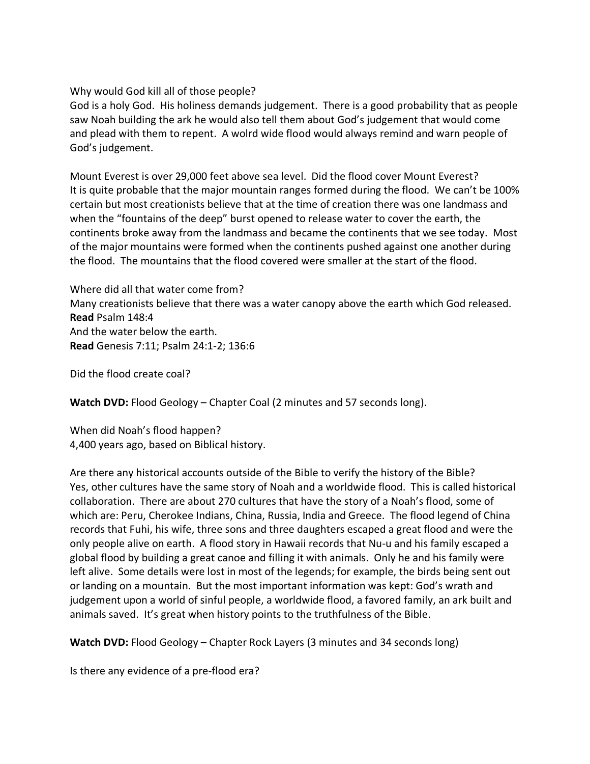Why would God kill all of those people?
God is a holy God. His holiness demands judgement. There is a good probability that as people saw Noah building the ark he would also tell them about God's judgement that would come and plead with them to repent. A wolrd wide flood would always remind and warn people of God's judgement.

Mount Everest is over 29,000 feet above sea level. Did the flood cover Mount Everest?
It is quite probable that the major mountain ranges formed during the flood. We can't be 100% certain but most creationists believe that at the time of creation there was one landmass and when the "fountains of the deep" burst opened to release water to cover the earth, the continents broke away from the landmass and became the continents that we see today. Most of the major mountains were formed when the continents pushed against one another during the flood. The mountains that the flood covered were smaller at the start of the flood.

Where did all that water come from?
Many creationists believe that there was a water canopy above the earth which God released.
**Read** Psalm 148:4
And the water below the earth.
**Read** Genesis 7:11; Psalm 24:1-2; 136:6

Did the flood create coal?

**Watch DVD:** Flood Geology – Chapter Coal (2 minutes and 57 seconds long).

When did Noah's flood happen?
4,400 years ago, based on Biblical history.

Are there any historical accounts outside of the Bible to verify the history of the Bible?
Yes, other cultures have the same story of Noah and a worldwide flood. This is called historical collaboration. There are about 270 cultures that have the story of a Noah's flood, some of which are: Peru, Cherokee Indians, China, Russia, India and Greece. The flood legend of China records that Fuhi, his wife, three sons and three daughters escaped a great flood and were the only people alive on earth. A flood story in Hawaii records that Nu-u and his family escaped a global flood by building a great canoe and filling it with animals. Only he and his family were left alive. Some details were lost in most of the legends; for example, the birds being sent out or landing on a mountain. But the most important information was kept: God's wrath and judgement upon a world of sinful people, a worldwide flood, a favored family, an ark built and animals saved. It's great when history points to the truthfulness of the Bible.

**Watch DVD:** Flood Geology – Chapter Rock Layers (3 minutes and 34 seconds long)

Is there any evidence of a pre-flood era?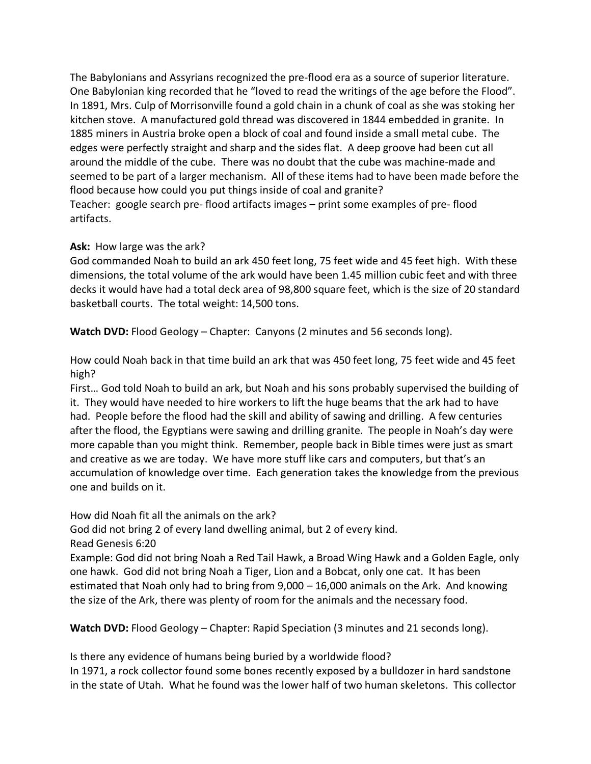The Babylonians and Assyrians recognized the pre-flood era as a source of superior literature. One Babylonian king recorded that he "loved to read the writings of the age before the Flood". In 1891, Mrs. Culp of Morrisonville found a gold chain in a chunk of coal as she was stoking her kitchen stove. A manufactured gold thread was discovered in 1844 embedded in granite. In 1885 miners in Austria broke open a block of coal and found inside a small metal cube. The edges were perfectly straight and sharp and the sides flat. A deep groove had been cut all around the middle of the cube. There was no doubt that the cube was machine-made and seemed to be part of a larger mechanism. All of these items had to have been made before the flood because how could you put things inside of coal and granite?
Teacher: google search pre- flood artifacts images – print some examples of pre- flood artifacts.

**Ask:** How large was the ark?
God commanded Noah to build an ark 450 feet long, 75 feet wide and 45 feet high. With these dimensions, the total volume of the ark would have been 1.45 million cubic feet and with three decks it would have had a total deck area of 98,800 square feet, which is the size of 20 standard basketball courts. The total weight: 14,500 tons.

**Watch DVD:** Flood Geology – Chapter: Canyons (2 minutes and 56 seconds long).

How could Noah back in that time build an ark that was 450 feet long, 75 feet wide and 45 feet high?
First… God told Noah to build an ark, but Noah and his sons probably supervised the building of it. They would have needed to hire workers to lift the huge beams that the ark had to have had. People before the flood had the skill and ability of sawing and drilling. A few centuries after the flood, the Egyptians were sawing and drilling granite. The people in Noah's day were more capable than you might think. Remember, people back in Bible times were just as smart and creative as we are today. We have more stuff like cars and computers, but that's an accumulation of knowledge over time. Each generation takes the knowledge from the previous one and builds on it.

How did Noah fit all the animals on the ark?
God did not bring 2 of every land dwelling animal, but 2 of every kind.
Read Genesis 6:20
Example: God did not bring Noah a Red Tail Hawk, a Broad Wing Hawk and a Golden Eagle, only one hawk. God did not bring Noah a Tiger, Lion and a Bobcat, only one cat. It has been estimated that Noah only had to bring from 9,000 – 16,000 animals on the Ark. And knowing the size of the Ark, there was plenty of room for the animals and the necessary food.

**Watch DVD:** Flood Geology – Chapter: Rapid Speciation (3 minutes and 21 seconds long).

Is there any evidence of humans being buried by a worldwide flood?
In 1971, a rock collector found some bones recently exposed by a bulldozer in hard sandstone in the state of Utah. What he found was the lower half of two human skeletons. This collector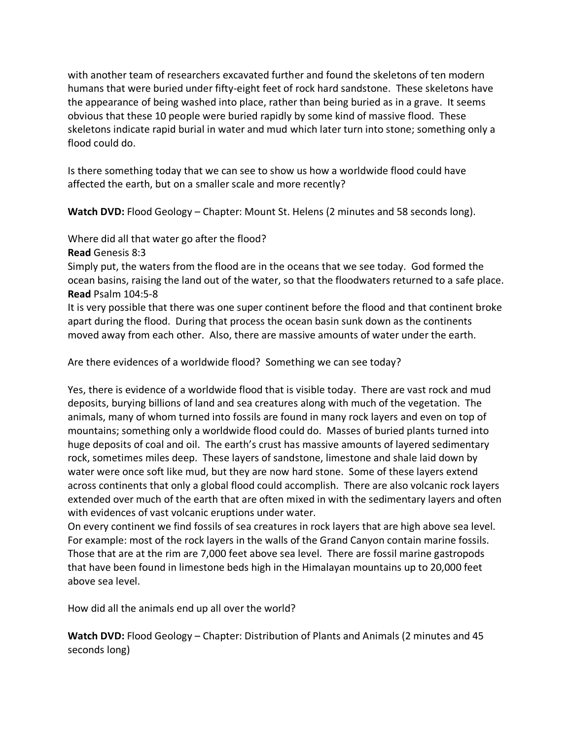with another team of researchers excavated further and found the skeletons of ten modern humans that were buried under fifty-eight feet of rock hard sandstone. These skeletons have the appearance of being washed into place, rather than being buried as in a grave. It seems obvious that these 10 people were buried rapidly by some kind of massive flood. These skeletons indicate rapid burial in water and mud which later turn into stone; something only a flood could do.

Is there something today that we can see to show us how a worldwide flood could have affected the earth, but on a smaller scale and more recently?

**Watch DVD:** Flood Geology – Chapter: Mount St. Helens (2 minutes and 58 seconds long).

Where did all that water go after the flood?
**Read** Genesis 8:3
Simply put, the waters from the flood are in the oceans that we see today. God formed the ocean basins, raising the land out of the water, so that the floodwaters returned to a safe place.
**Read** Psalm 104:5-8
It is very possible that there was one super continent before the flood and that continent broke apart during the flood. During that process the ocean basin sunk down as the continents moved away from each other. Also, there are massive amounts of water under the earth.

Are there evidences of a worldwide flood? Something we can see today?

Yes, there is evidence of a worldwide flood that is visible today. There are vast rock and mud deposits, burying billions of land and sea creatures along with much of the vegetation. The animals, many of whom turned into fossils are found in many rock layers and even on top of mountains; something only a worldwide flood could do. Masses of buried plants turned into huge deposits of coal and oil. The earth's crust has massive amounts of layered sedimentary rock, sometimes miles deep. These layers of sandstone, limestone and shale laid down by water were once soft like mud, but they are now hard stone. Some of these layers extend across continents that only a global flood could accomplish. There are also volcanic rock layers extended over much of the earth that are often mixed in with the sedimentary layers and often with evidences of vast volcanic eruptions under water.
On every continent we find fossils of sea creatures in rock layers that are high above sea level. For example: most of the rock layers in the walls of the Grand Canyon contain marine fossils. Those that are at the rim are 7,000 feet above sea level. There are fossil marine gastropods that have been found in limestone beds high in the Himalayan mountains up to 20,000 feet above sea level.

How did all the animals end up all over the world?

**Watch DVD:** Flood Geology – Chapter: Distribution of Plants and Animals (2 minutes and 45 seconds long)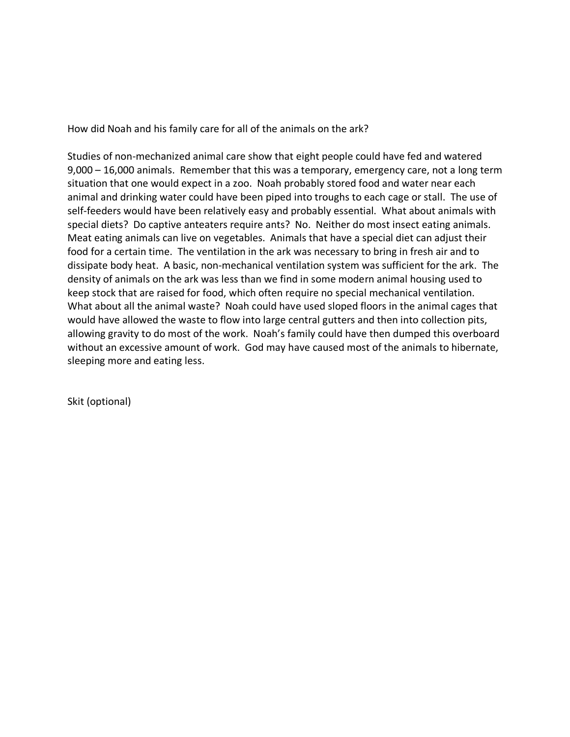How did Noah and his family care for all of the animals on the ark?

Studies of non-mechanized animal care show that eight people could have fed and watered 9,000 – 16,000 animals. Remember that this was a temporary, emergency care, not a long term situation that one would expect in a zoo. Noah probably stored food and water near each animal and drinking water could have been piped into troughs to each cage or stall. The use of self-feeders would have been relatively easy and probably essential. What about animals with special diets? Do captive anteaters require ants? No. Neither do most insect eating animals. Meat eating animals can live on vegetables. Animals that have a special diet can adjust their food for a certain time. The ventilation in the ark was necessary to bring in fresh air and to dissipate body heat. A basic, non-mechanical ventilation system was sufficient for the ark. The density of animals on the ark was less than we find in some modern animal housing used to keep stock that are raised for food, which often require no special mechanical ventilation. What about all the animal waste? Noah could have used sloped floors in the animal cages that would have allowed the waste to flow into large central gutters and then into collection pits, allowing gravity to do most of the work. Noah's family could have then dumped this overboard without an excessive amount of work. God may have caused most of the animals to hibernate, sleeping more and eating less.

Skit (optional)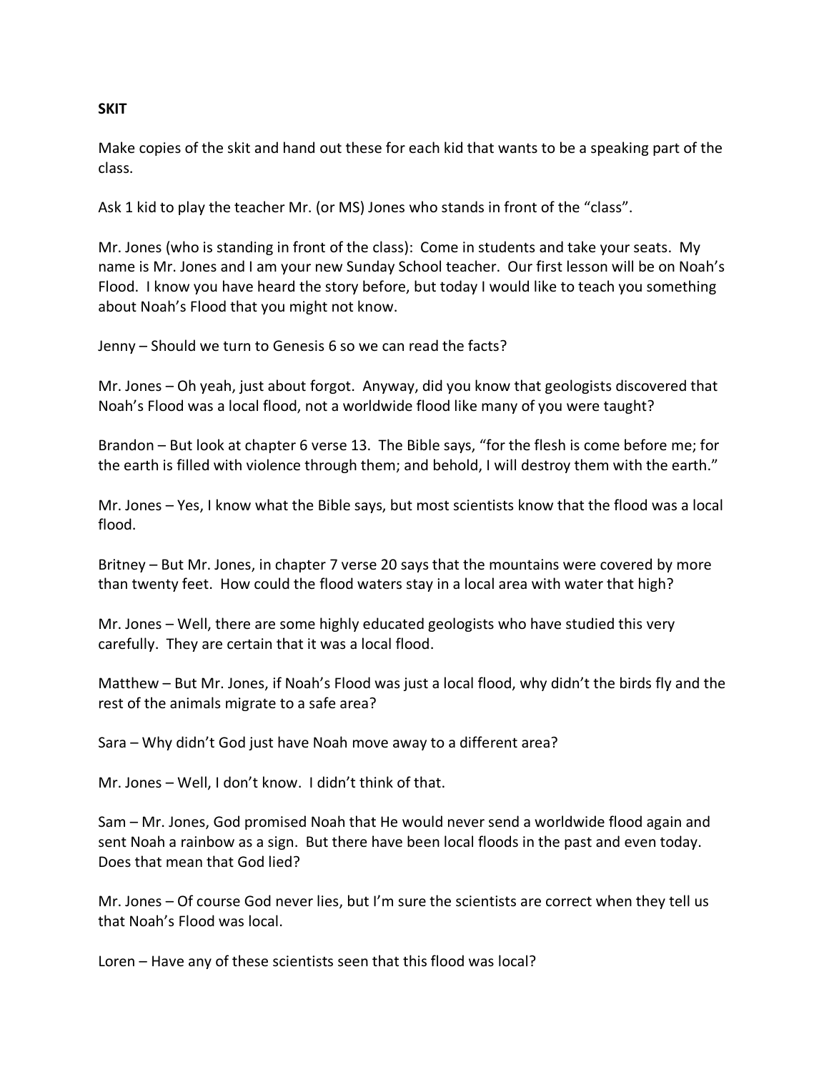**SKIT**

Make copies of the skit and hand out these for each kid that wants to be a speaking part of the class.

Ask 1 kid to play the teacher Mr. (or MS) Jones who stands in front of the "class".

Mr. Jones (who is standing in front of the class): Come in students and take your seats. My name is Mr. Jones and I am your new Sunday School teacher. Our first lesson will be on Noah's Flood. I know you have heard the story before, but today I would like to teach you something about Noah's Flood that you might not know.

Jenny – Should we turn to Genesis 6 so we can read the facts?

Mr. Jones – Oh yeah, just about forgot. Anyway, did you know that geologists discovered that Noah's Flood was a local flood, not a worldwide flood like many of you were taught?

Brandon – But look at chapter 6 verse 13. The Bible says, "for the flesh is come before me; for the earth is filled with violence through them; and behold, I will destroy them with the earth."

Mr. Jones – Yes, I know what the Bible says, but most scientists know that the flood was a local flood.

Britney – But Mr. Jones, in chapter 7 verse 20 says that the mountains were covered by more than twenty feet. How could the flood waters stay in a local area with water that high?

Mr. Jones – Well, there are some highly educated geologists who have studied this very carefully. They are certain that it was a local flood.

Matthew – But Mr. Jones, if Noah's Flood was just a local flood, why didn't the birds fly and the rest of the animals migrate to a safe area?

Sara – Why didn't God just have Noah move away to a different area?

Mr. Jones – Well, I don't know. I didn't think of that.

Sam – Mr. Jones, God promised Noah that He would never send a worldwide flood again and sent Noah a rainbow as a sign. But there have been local floods in the past and even today. Does that mean that God lied?

Mr. Jones – Of course God never lies, but I'm sure the scientists are correct when they tell us that Noah's Flood was local.

Loren – Have any of these scientists seen that this flood was local?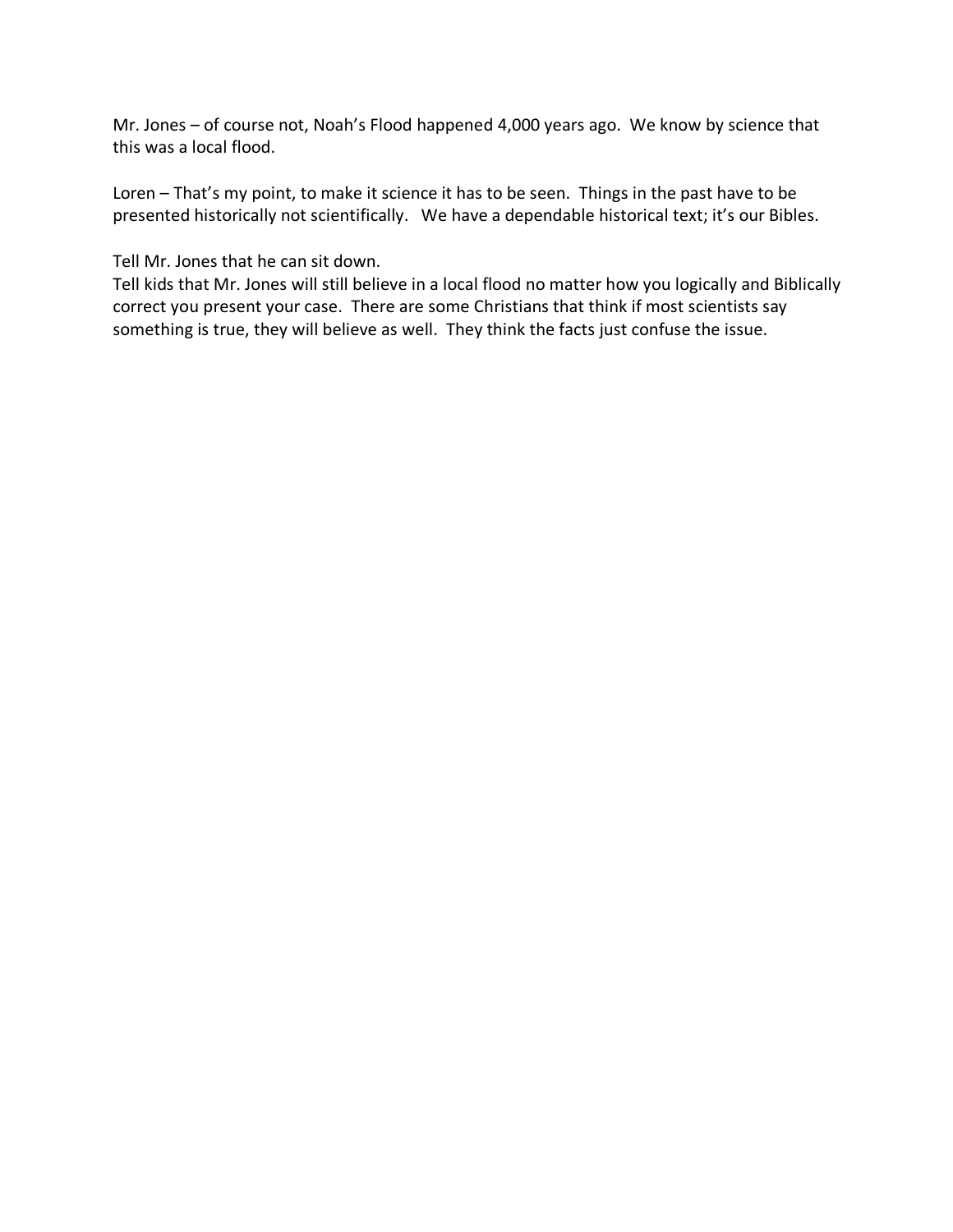Mr. Jones – of course not, Noah's Flood happened 4,000 years ago. We know by science that this was a local flood.

Loren – That's my point, to make it science it has to be seen. Things in the past have to be presented historically not scientifically. We have a dependable historical text; it's our Bibles.

Tell Mr. Jones that he can sit down.
Tell kids that Mr. Jones will still believe in a local flood no matter how you logically and Biblically correct you present your case. There are some Christians that think if most scientists say something is true, they will believe as well. They think the facts just confuse the issue.